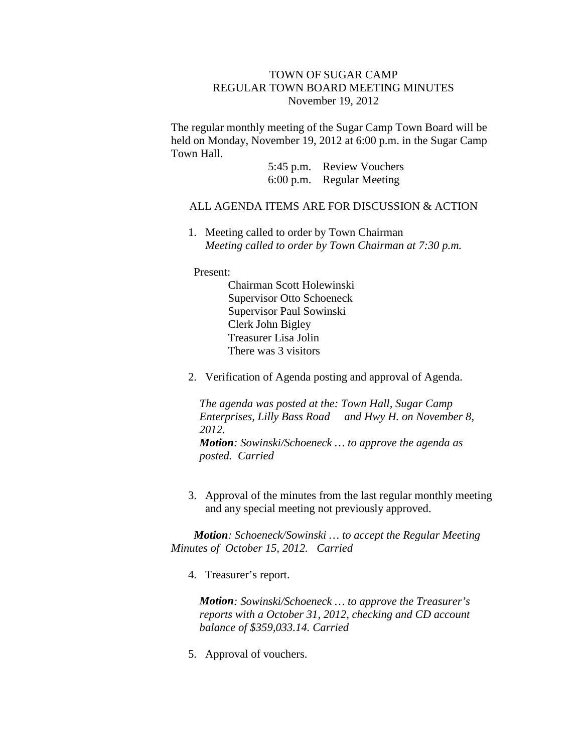# TOWN OF SUGAR CAMP
## REGULAR TOWN BOARD MEETING MINUTES
### November 19, 2012

The regular monthly meeting of the Sugar Camp Town Board will be held on Monday, November 19, 2012 at 6:00 p.m. in the Sugar Camp Town Hall.

5:45 p.m. Review Vouchers
6:00 p.m. Regular Meeting

ALL AGENDA ITEMS ARE FOR DISCUSSION & ACTION

1. Meeting called to order by Town Chairman
   *Meeting called to order by Town Chairman at 7:30 p.m.*

Present:
- Chairman Scott Holewinski
- Supervisor Otto Schoeneck
- Supervisor Paul Sowinski
- Clerk John Bigley
- Treasurer Lisa Jolin
- There was 3 visitors

2. Verification of Agenda posting and approval of Agenda.

   *The agenda was posted at the: Town Hall, Sugar Camp Enterprises, Lilly Bass Road and Hwy H. on November 8, 2012.*
   ***Motion**: Sowinski/Schoeneck … to approve the agenda as posted. Carried*

3. Approval of the minutes from the last regular monthly meeting and any special meeting not previously approved.

***Motion**: Schoeneck/Sowinski … to accept the Regular Meeting Minutes of October 15, 2012. Carried*

4. Treasurer's report.

   ***Motion**: Sowinski/Schoeneck … to approve the Treasurer's reports with a October 31, 2012, checking and CD account balance of $359,033.14. Carried*

5. Approval of vouchers.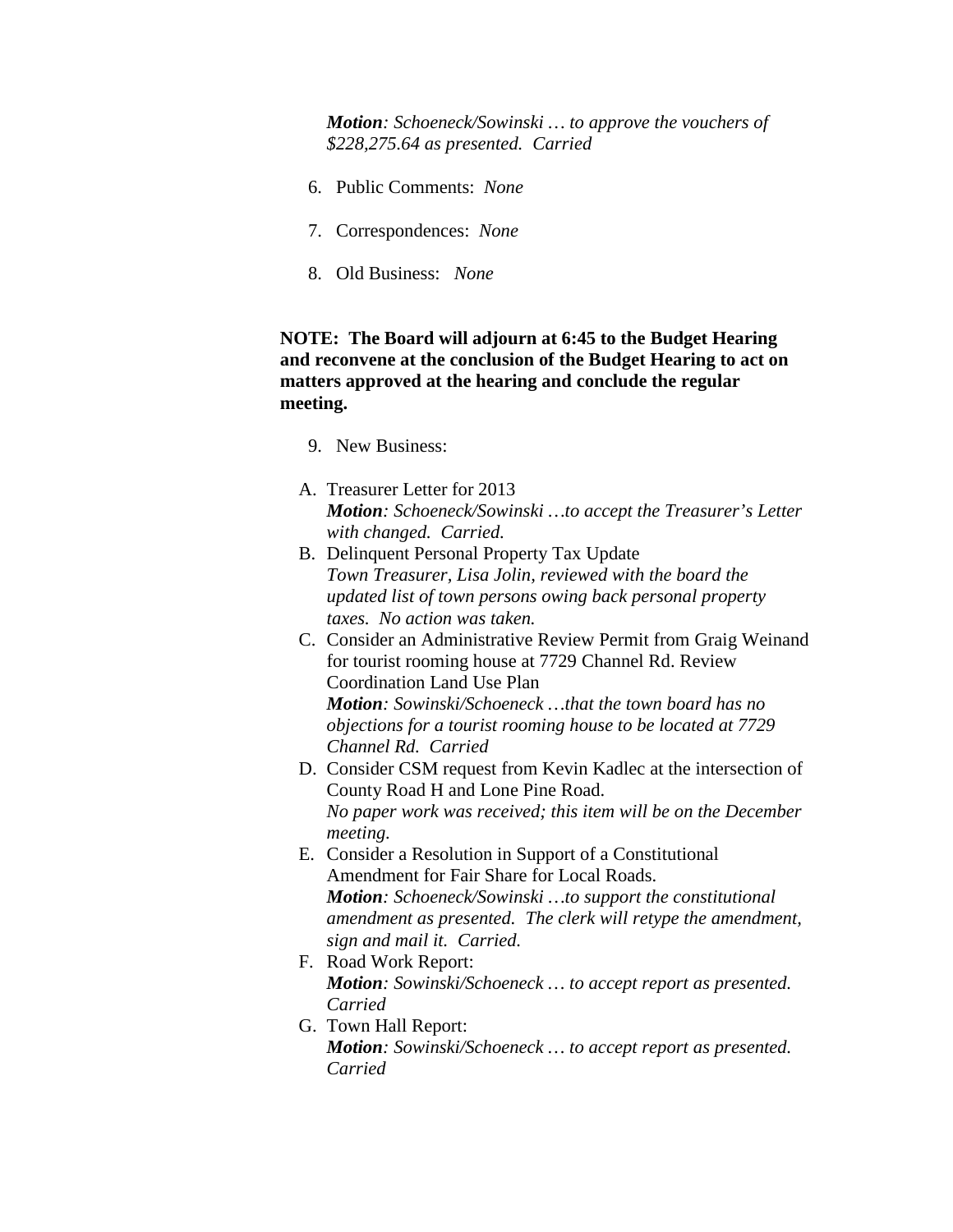***Motion**: Schoeneck/Sowinski … to approve the vouchers of $228,275.64 as presented. Carried*

6. Public Comments: *None*

7. Correspondences: *None*

8. Old Business: *None*

**NOTE: The Board will adjourn at 6:45 to the Budget Hearing and reconvene at the conclusion of the Budget Hearing to act on matters approved at the hearing and conclude the regular meeting.**

9. New Business:

A. Treasurer Letter for 2013
   ***Motion**: Schoeneck/Sowinski …to accept the Treasurer's Letter with changed. Carried.*

B. Delinquent Personal Property Tax Update
   *Town Treasurer, Lisa Jolin, reviewed with the board the updated list of town persons owing back personal property taxes. No action was taken.*

C. Consider an Administrative Review Permit from Graig Weinand for tourist rooming house at 7729 Channel Rd. Review Coordination Land Use Plan
   ***Motion**: Sowinski/Schoeneck …that the town board has no objections for a tourist rooming house to be located at 7729 Channel Rd. Carried*

D. Consider CSM request from Kevin Kadlec at the intersection of County Road H and Lone Pine Road.
   *No paper work was received; this item will be on the December meeting.*

E. Consider a Resolution in Support of a Constitutional Amendment for Fair Share for Local Roads.
   ***Motion**: Schoeneck/Sowinski …to support the constitutional amendment as presented. The clerk will retype the amendment, sign and mail it. Carried.*

F. Road Work Report:
   ***Motion**: Sowinski/Schoeneck … to accept report as presented. Carried*

G. Town Hall Report:
   ***Motion**: Sowinski/Schoeneck … to accept report as presented. Carried*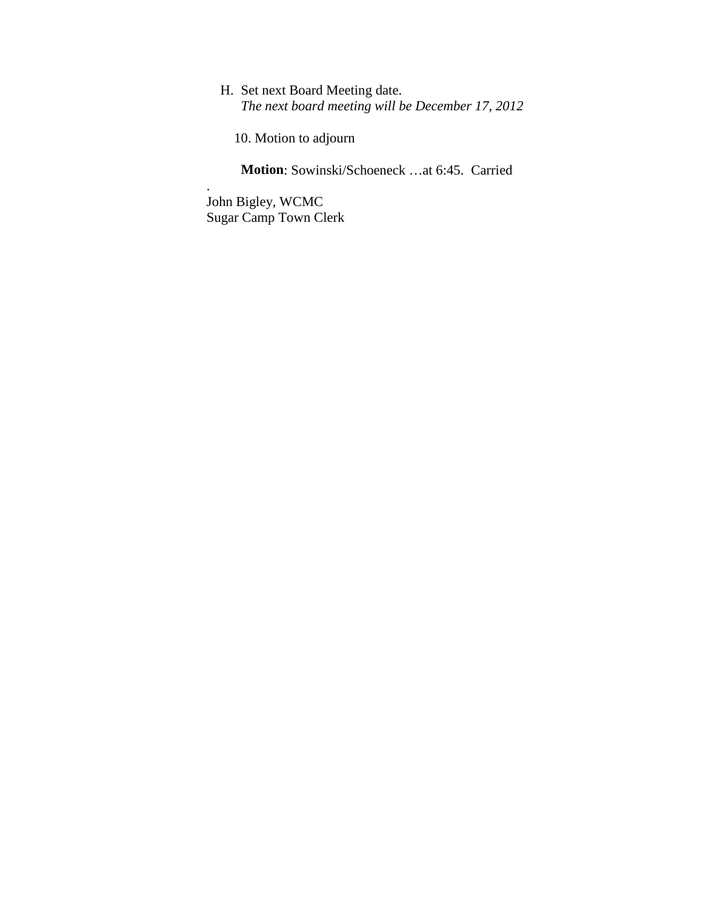H. Set next Board Meeting date.
   *The next board meeting will be December 17, 2012*

10. Motion to adjourn

**Motion**: Sowinski/Schoeneck …at 6:45. Carried

.
John Bigley, WCMC
Sugar Camp Town Clerk